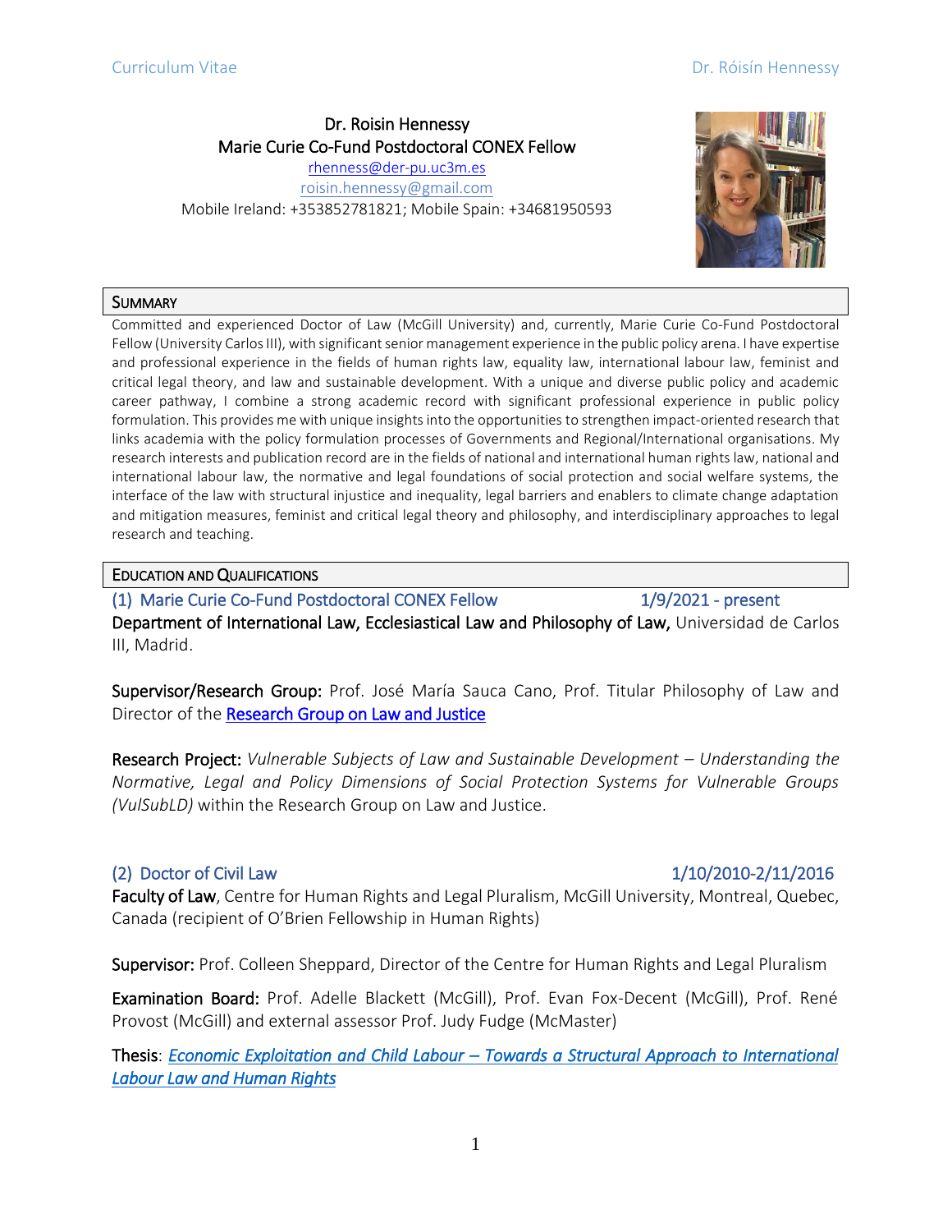**Dr. Roisin Hennessy**
**Marie Curie Co-Fund Postdoctoral CONEX Fellow**
rhenness@der-pu.uc3m.es
roisin.hennessy@gmail.com
Mobile Ireland: +353852781821; Mobile Spain: +34681950593

## Summary

Committed and experienced Doctor of Law (McGill University) and, currently, Marie Curie Co-Fund Postdoctoral Fellow (University Carlos III), with significant senior management experience in the public policy arena. I have expertise and professional experience in the fields of human rights law, equality law, international labour law, feminist and critical legal theory, and law and sustainable development. With a unique and diverse public policy and academic career pathway, I combine a strong academic record with significant professional experience in public policy formulation. This provides me with unique insights into the opportunities to strengthen impact-oriented research that links academia with the policy formulation processes of Governments and Regional/International organisations. My research interests and publication record are in the fields of national and international human rights law, national and international labour law, the normative and legal foundations of social protection and social welfare systems, the interface of the law with structural injustice and inequality, legal barriers and enablers to climate change adaptation and mitigation measures, feminist and critical legal theory and philosophy, and interdisciplinary approaches to legal research and teaching.

## Education and Qualifications

### (1) Marie Curie Co-Fund Postdoctoral CONEX Fellow — 1/9/2021 - present

**Department of International Law, Ecclesiastical Law and Philosophy of Law,** Universidad de Carlos III, Madrid.

**Supervisor/Research Group:** Prof. José María Sauca Cano, Prof. Titular Philosophy of Law and Director of the Research Group on Law and Justice

**Research Project:** *Vulnerable Subjects of Law and Sustainable Development – Understanding the Normative, Legal and Policy Dimensions of Social Protection Systems for Vulnerable Groups (VulSubLD)* within the Research Group on Law and Justice.

### (2) Doctor of Civil Law — 1/10/2010-2/11/2016

**Faculty of Law**, Centre for Human Rights and Legal Pluralism, McGill University, Montreal, Quebec, Canada (recipient of O'Brien Fellowship in Human Rights)

**Supervisor:** Prof. Colleen Sheppard, Director of the Centre for Human Rights and Legal Pluralism

**Examination Board:** Prof. Adelle Blackett (McGill), Prof. Evan Fox-Decent (McGill), Prof. René Provost (McGill) and external assessor Prof. Judy Fudge (McMaster)

**Thesis**: *Economic Exploitation and Child Labour – Towards a Structural Approach to International Labour Law and Human Rights*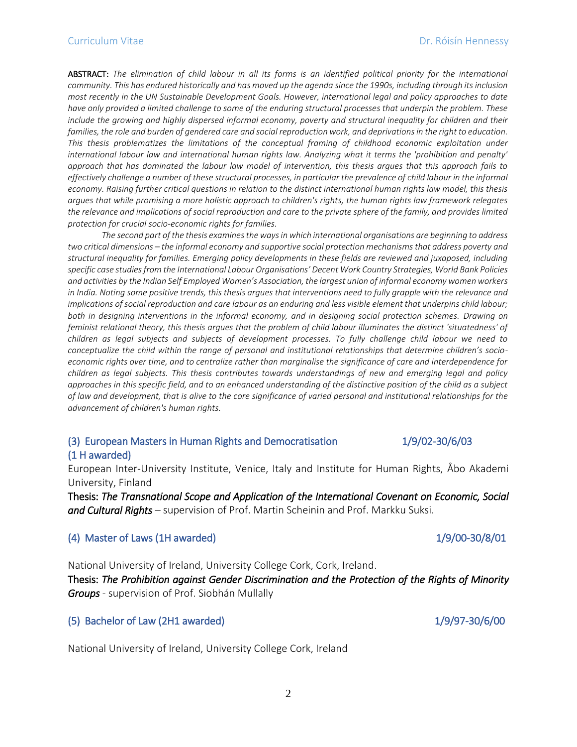**ABSTRACT:** *The elimination of child labour in all its forms is an identified political priority for the international community. This has endured historically and has moved up the agenda since the 1990s, including through its inclusion most recently in the UN Sustainable Development Goals. However, international legal and policy approaches to date have only provided a limited challenge to some of the enduring structural processes that underpin the problem. These include the growing and highly dispersed informal economy, poverty and structural inequality for children and their families, the role and burden of gendered care and social reproduction work, and deprivations in the right to education. This thesis problematizes the limitations of the conceptual framing of childhood economic exploitation under international labour law and international human rights law. Analyzing what it terms the 'prohibition and penalty' approach that has dominated the labour law model of intervention, this thesis argues that this approach fails to effectively challenge a number of these structural processes, in particular the prevalence of child labour in the informal economy. Raising further critical questions in relation to the distinct international human rights law model, this thesis argues that while promising a more holistic approach to children's rights, the human rights law framework relegates the relevance and implications of social reproduction and care to the private sphere of the family, and provides limited protection for crucial socio-economic rights for families.*

*The second part of the thesis examines the ways in which international organisations are beginning to address two critical dimensions – the informal economy and supportive social protection mechanisms that address poverty and structural inequality for families. Emerging policy developments in these fields are reviewed and juxtaposed, including specific case studies from the International Labour Organisations' Decent Work Country Strategies, World Bank Policies and activities by the Indian Self Employed Women's Association, the largest union of informal economy women workers in India. Noting some positive trends, this thesis argues that interventions need to fully grapple with the relevance and implications of social reproduction and care labour as an enduring and less visible element that underpins child labour; both in designing interventions in the informal economy, and in designing social protection schemes. Drawing on feminist relational theory, this thesis argues that the problem of child labour illuminates the distinct 'situatedness' of children as legal subjects and subjects of development processes. To fully challenge child labour we need to conceptualize the child within the range of personal and institutional relationships that determine children's socio-economic rights over time, and to centralize rather than marginalise the significance of care and interdependence for children as legal subjects. This thesis contributes towards understandings of new and emerging legal and policy approaches in this specific field, and to an enhanced understanding of the distinctive position of the child as a subject of law and development, that is alive to the core significance of varied personal and institutional relationships for the advancement of children's human rights.*

### (3) European Masters in Human Rights and Democratisation (1 H awarded) — 1/9/02-30/6/03

European Inter-University Institute, Venice, Italy and Institute for Human Rights, Åbo Akademi University, Finland

**Thesis:** ***The Transnational Scope and Application of the International Covenant on Economic, Social and Cultural Rights*** – supervision of Prof. Martin Scheinin and Prof. Markku Suksi.

### (4) Master of Laws (1H awarded) — 1/9/00-30/8/01

National University of Ireland, University College Cork, Cork, Ireland.

**Thesis:** ***The Prohibition against Gender Discrimination and the Protection of the Rights of Minority Groups*** - supervision of Prof. Siobhán Mullally

### (5) Bachelor of Law (2H1 awarded) — 1/9/97-30/6/00

National University of Ireland, University College Cork, Ireland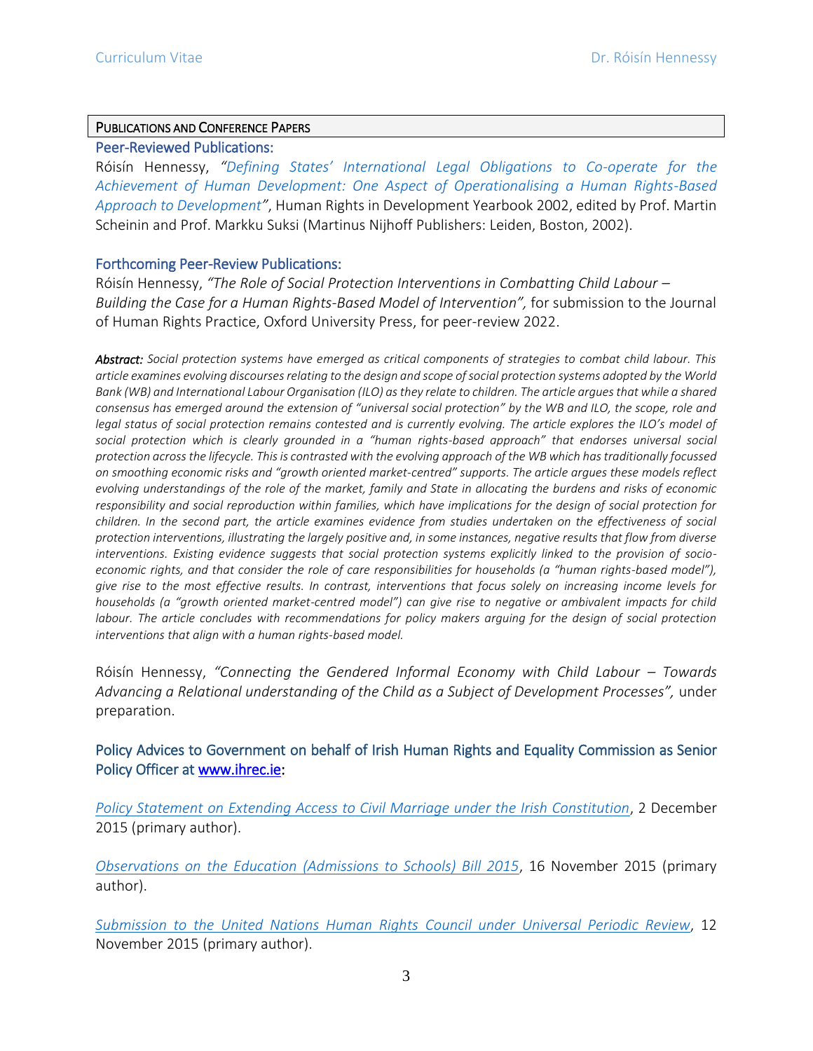## Publications and Conference Papers

### Peer-Reviewed Publications:

Róisín Hennessy, *"Defining States' International Legal Obligations to Co-operate for the Achievement of Human Development: One Aspect of Operationalising a Human Rights-Based Approach to Development"*, Human Rights in Development Yearbook 2002, edited by Prof. Martin Scheinin and Prof. Markku Suksi (Martinus Nijhoff Publishers: Leiden, Boston, 2002).

### Forthcoming Peer-Review Publications:

Róisín Hennessy, *"The Role of Social Protection Interventions in Combatting Child Labour – Building the Case for a Human Rights-Based Model of Intervention",* for submission to the Journal of Human Rights Practice, Oxford University Press, for peer-review 2022.

***Abstract:*** *Social protection systems have emerged as critical components of strategies to combat child labour. This article examines evolving discourses relating to the design and scope of social protection systems adopted by the World Bank (WB) and International Labour Organisation (ILO) as they relate to children. The article argues that while a shared consensus has emerged around the extension of "universal social protection" by the WB and ILO, the scope, role and legal status of social protection remains contested and is currently evolving. The article explores the ILO's model of social protection which is clearly grounded in a "human rights-based approach" that endorses universal social protection across the lifecycle. This is contrasted with the evolving approach of the WB which has traditionally focussed on smoothing economic risks and "growth oriented market-centred" supports. The article argues these models reflect evolving understandings of the role of the market, family and State in allocating the burdens and risks of economic responsibility and social reproduction within families, which have implications for the design of social protection for children. In the second part, the article examines evidence from studies undertaken on the effectiveness of social protection interventions, illustrating the largely positive and, in some instances, negative results that flow from diverse interventions. Existing evidence suggests that social protection systems explicitly linked to the provision of socio-economic rights, and that consider the role of care responsibilities for households (a "human rights-based model"), give rise to the most effective results. In contrast, interventions that focus solely on increasing income levels for households (a "growth oriented market-centred model") can give rise to negative or ambivalent impacts for child labour. The article concludes with recommendations for policy makers arguing for the design of social protection interventions that align with a human rights-based model.*

Róisín Hennessy, *"Connecting the Gendered Informal Economy with Child Labour – Towards Advancing a Relational understanding of the Child as a Subject of Development Processes",* under preparation.

### Policy Advices to Government on behalf of Irish Human Rights and Equality Commission as Senior Policy Officer at www.ihrec.ie:

*Policy Statement on Extending Access to Civil Marriage under the Irish Constitution*, 2 December 2015 (primary author).

*Observations on the Education (Admissions to Schools) Bill 2015*, 16 November 2015 (primary author).

*Submission to the United Nations Human Rights Council under Universal Periodic Review*, 12 November 2015 (primary author).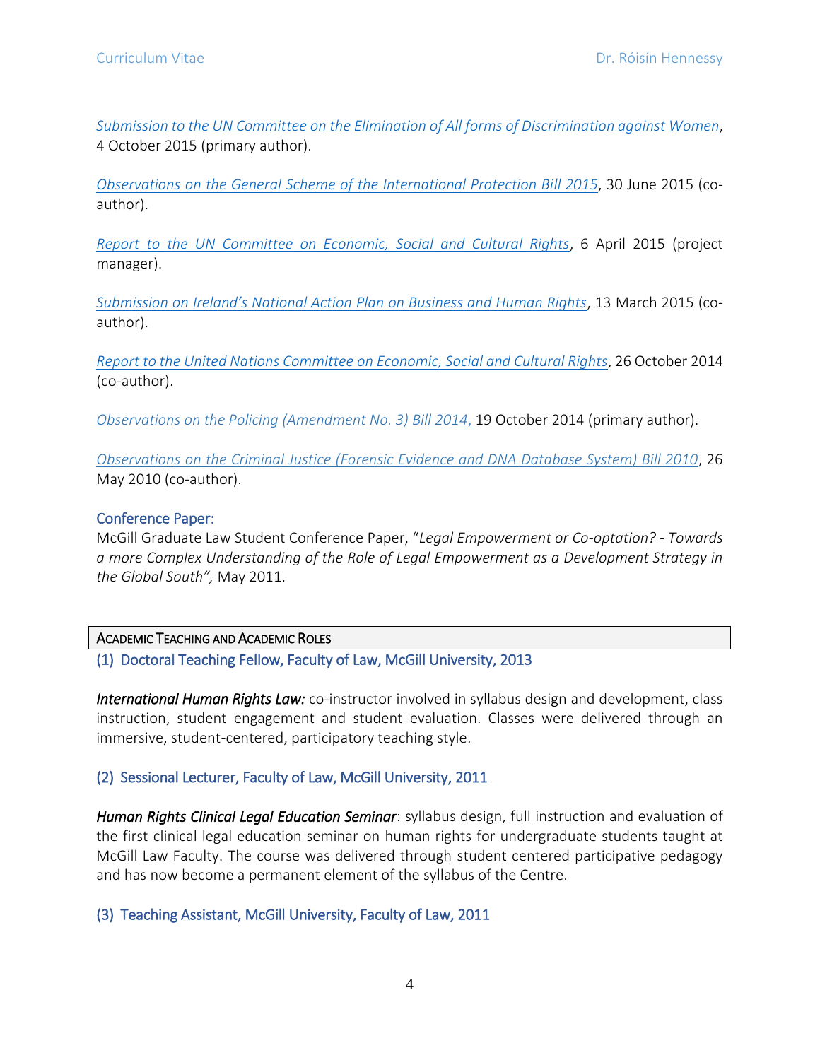*Submission to the UN Committee on the Elimination of All forms of Discrimination against Women*, 4 October 2015 (primary author).

*Observations on the General Scheme of the International Protection Bill 2015*, 30 June 2015 (co-author).

*Report to the UN Committee on Economic, Social and Cultural Rights*, 6 April 2015 (project manager).

*Submission on Ireland's National Action Plan on Business and Human Rights*, 13 March 2015 (co-author).

*Report to the United Nations Committee on Economic, Social and Cultural Rights*, 26 October 2014 (co-author).

*Observations on the Policing (Amendment No. 3) Bill 2014*, 19 October 2014 (primary author).

*Observations on the Criminal Justice (Forensic Evidence and DNA Database System) Bill 2010*, 26 May 2010 (co-author).

### Conference Paper:

McGill Graduate Law Student Conference Paper, "*Legal Empowerment or Co-optation? - Towards a more Complex Understanding of the Role of Legal Empowerment as a Development Strategy in the Global South",* May 2011.

## Academic Teaching and Academic Roles

### (1) Doctoral Teaching Fellow, Faculty of Law, McGill University, 2013

***International Human Rights Law:*** co-instructor involved in syllabus design and development, class instruction, student engagement and student evaluation. Classes were delivered through an immersive, student-centered, participatory teaching style.

### (2) Sessional Lecturer, Faculty of Law, McGill University, 2011

***Human Rights Clinical Legal Education Seminar***: syllabus design, full instruction and evaluation of the first clinical legal education seminar on human rights for undergraduate students taught at McGill Law Faculty. The course was delivered through student centered participative pedagogy and has now become a permanent element of the syllabus of the Centre.

### (3) Teaching Assistant, McGill University, Faculty of Law, 2011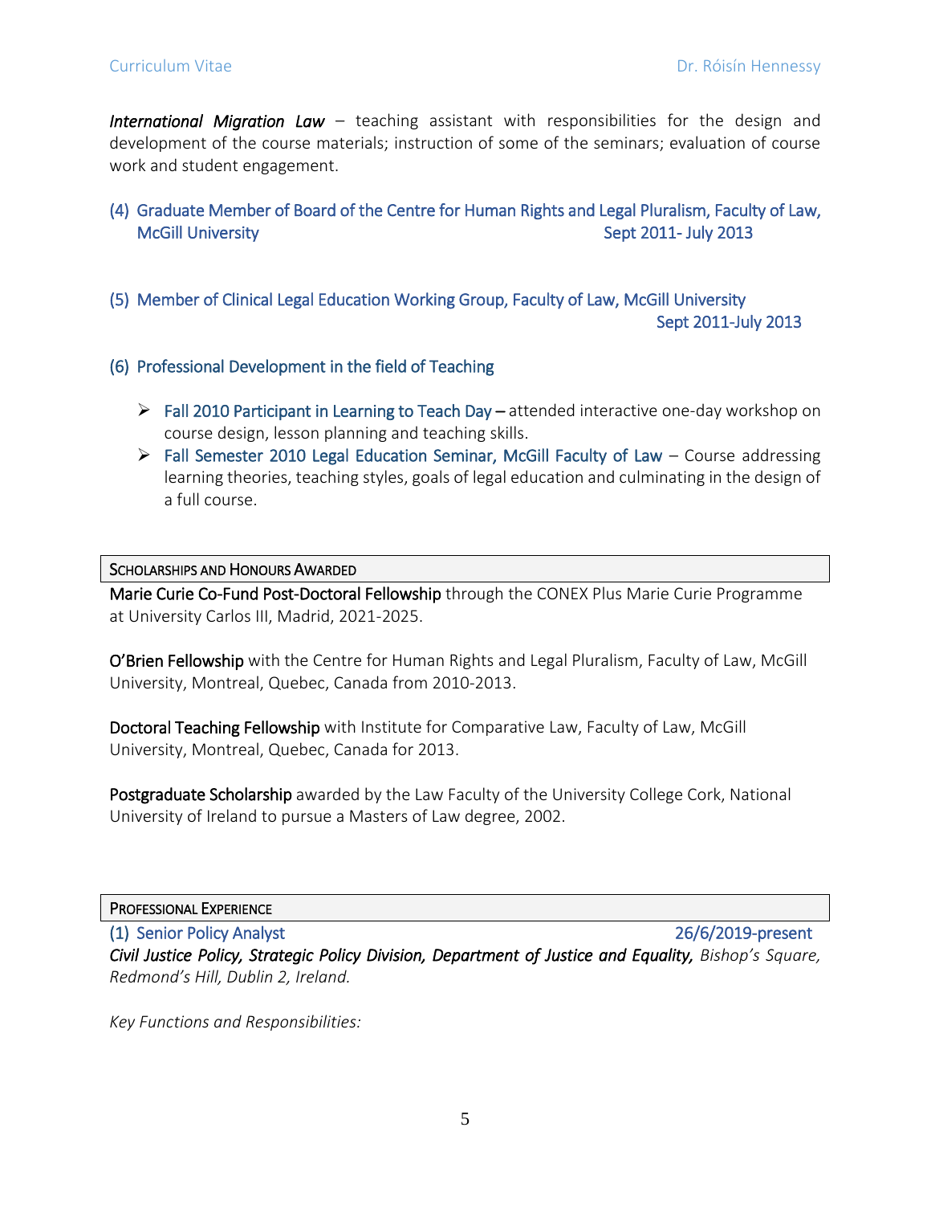***International Migration Law*** – teaching assistant with responsibilities for the design and development of the course materials; instruction of some of the seminars; evaluation of course work and student engagement.

(4) Graduate Member of Board of the Centre for Human Rights and Legal Pluralism, Faculty of Law, McGill University — Sept 2011- July 2013

(5) Member of Clinical Legal Education Working Group, Faculty of Law, McGill University — Sept 2011-July 2013

(6) Professional Development in the field of Teaching

- Fall 2010 Participant in Learning to Teach Day – attended interactive one-day workshop on course design, lesson planning and teaching skills.
- Fall Semester 2010 Legal Education Seminar, McGill Faculty of Law – Course addressing learning theories, teaching styles, goals of legal education and culminating in the design of a full course.

## Scholarships and Honours Awarded

**Marie Curie Co-Fund Post-Doctoral Fellowship** through the CONEX Plus Marie Curie Programme at University Carlos III, Madrid, 2021-2025.

**O'Brien Fellowship** with the Centre for Human Rights and Legal Pluralism, Faculty of Law, McGill University, Montreal, Quebec, Canada from 2010-2013.

**Doctoral Teaching Fellowship** with Institute for Comparative Law, Faculty of Law, McGill University, Montreal, Quebec, Canada for 2013.

**Postgraduate Scholarship** awarded by the Law Faculty of the University College Cork, National University of Ireland to pursue a Masters of Law degree, 2002.

## Professional Experience

(1) Senior Policy Analyst — 26/6/2019-present

***Civil Justice Policy, Strategic Policy Division, Department of Justice and Equality,*** *Bishop's Square, Redmond's Hill, Dublin 2, Ireland.*

*Key Functions and Responsibilities:*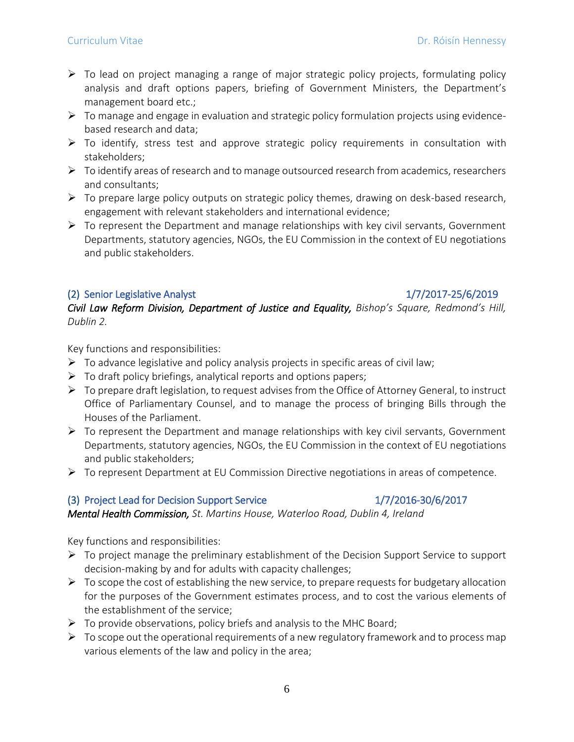- To lead on project managing a range of major strategic policy projects, formulating policy analysis and draft options papers, briefing of Government Ministers, the Department's management board etc.;
- To manage and engage in evaluation and strategic policy formulation projects using evidence-based research and data;
- To identify, stress test and approve strategic policy requirements in consultation with stakeholders;
- To identify areas of research and to manage outsourced research from academics, researchers and consultants;
- To prepare large policy outputs on strategic policy themes, drawing on desk-based research, engagement with relevant stakeholders and international evidence;
- To represent the Department and manage relationships with key civil servants, Government Departments, statutory agencies, NGOs, the EU Commission in the context of EU negotiations and public stakeholders.

### (2) Senior Legislative Analyst — 1/7/2017-25/6/2019

***Civil Law Reform Division, Department of Justice and Equality,*** *Bishop's Square, Redmond's Hill, Dublin 2.*

Key functions and responsibilities:

- To advance legislative and policy analysis projects in specific areas of civil law;
- To draft policy briefings, analytical reports and options papers;
- To prepare draft legislation, to request advises from the Office of Attorney General, to instruct Office of Parliamentary Counsel, and to manage the process of bringing Bills through the Houses of the Parliament.
- To represent the Department and manage relationships with key civil servants, Government Departments, statutory agencies, NGOs, the EU Commission in the context of EU negotiations and public stakeholders;
- To represent Department at EU Commission Directive negotiations in areas of competence.

### (3) Project Lead for Decision Support Service — 1/7/2016-30/6/2017

***Mental Health Commission,*** *St. Martins House, Waterloo Road, Dublin 4, Ireland*

Key functions and responsibilities:

- To project manage the preliminary establishment of the Decision Support Service to support decision-making by and for adults with capacity challenges;
- To scope the cost of establishing the new service, to prepare requests for budgetary allocation for the purposes of the Government estimates process, and to cost the various elements of the establishment of the service;
- To provide observations, policy briefs and analysis to the MHC Board;
- To scope out the operational requirements of a new regulatory framework and to process map various elements of the law and policy in the area;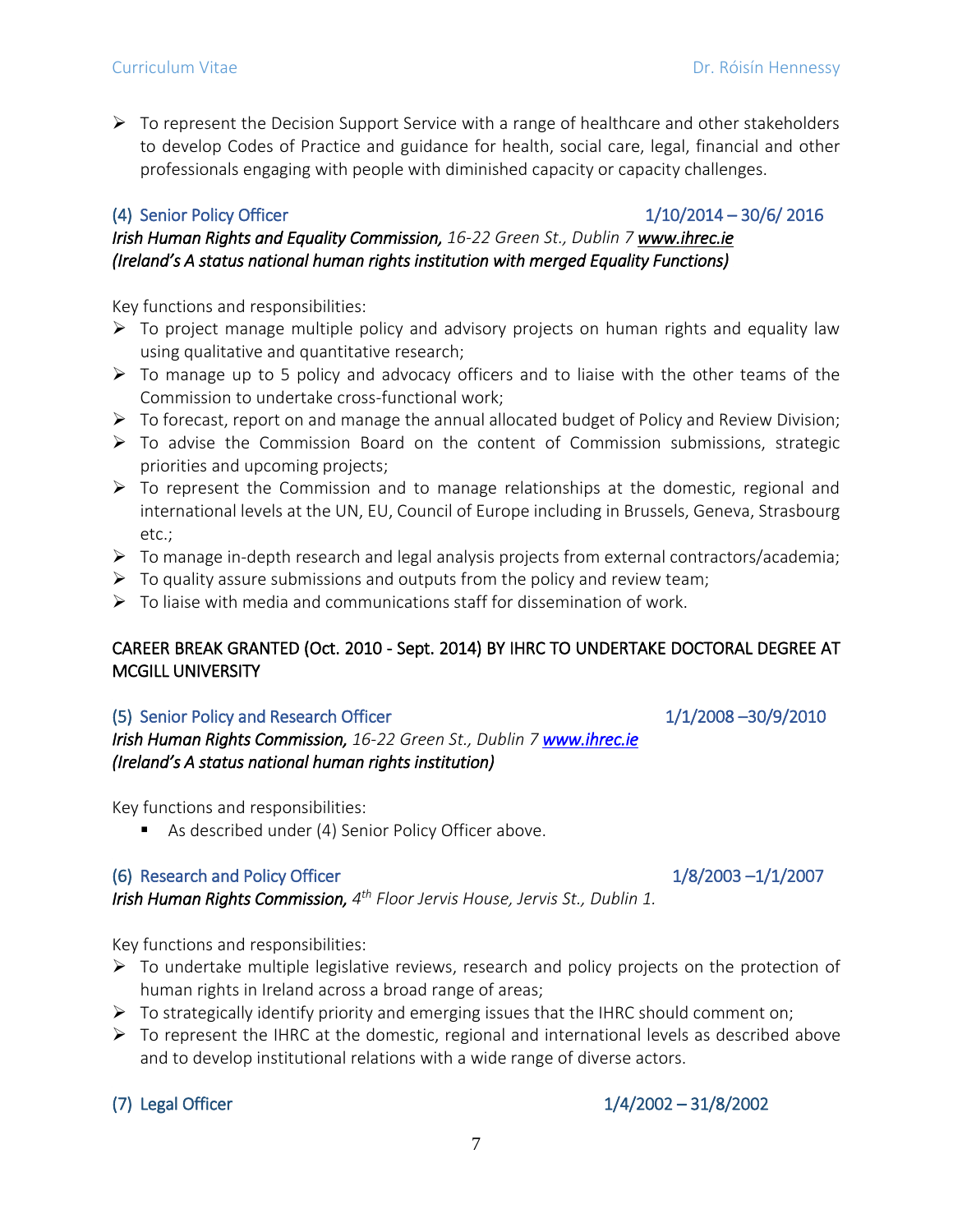- To represent the Decision Support Service with a range of healthcare and other stakeholders to develop Codes of Practice and guidance for health, social care, legal, financial and other professionals engaging with people with diminished capacity or capacity challenges.

### (4) Senior Policy Officer — 1/10/2014 – 30/6/ 2016

***Irish Human Rights and Equality Commission,*** *16-22 Green St., Dublin 7* ***www.ihrec.ie***
***(Ireland's A status national human rights institution with merged Equality Functions)***

Key functions and responsibilities:

- To project manage multiple policy and advisory projects on human rights and equality law using qualitative and quantitative research;
- To manage up to 5 policy and advocacy officers and to liaise with the other teams of the Commission to undertake cross-functional work;
- To forecast, report on and manage the annual allocated budget of Policy and Review Division;
- To advise the Commission Board on the content of Commission submissions, strategic priorities and upcoming projects;
- To represent the Commission and to manage relationships at the domestic, regional and international levels at the UN, EU, Council of Europe including in Brussels, Geneva, Strasbourg etc.;
- To manage in-depth research and legal analysis projects from external contractors/academia;
- To quality assure submissions and outputs from the policy and review team;
- To liaise with media and communications staff for dissemination of work.

CAREER BREAK GRANTED (Oct. 2010 - Sept. 2014) BY IHRC TO UNDERTAKE DOCTORAL DEGREE AT MCGILL UNIVERSITY

### (5) Senior Policy and Research Officer — 1/1/2008 –30/9/2010

***Irish Human Rights Commission,*** *16-22 Green St., Dublin 7* ***www.ihrec.ie***
***(Ireland's A status national human rights institution)***

Key functions and responsibilities:

- As described under (4) Senior Policy Officer above.

### (6) Research and Policy Officer — 1/8/2003 –1/1/2007

***Irish Human Rights Commission,*** *4th Floor Jervis House, Jervis St., Dublin 1.*

Key functions and responsibilities:

- To undertake multiple legislative reviews, research and policy projects on the protection of human rights in Ireland across a broad range of areas;
- To strategically identify priority and emerging issues that the IHRC should comment on;
- To represent the IHRC at the domestic, regional and international levels as described above and to develop institutional relations with a wide range of diverse actors.

### (7) Legal Officer — 1/4/2002 – 31/8/2002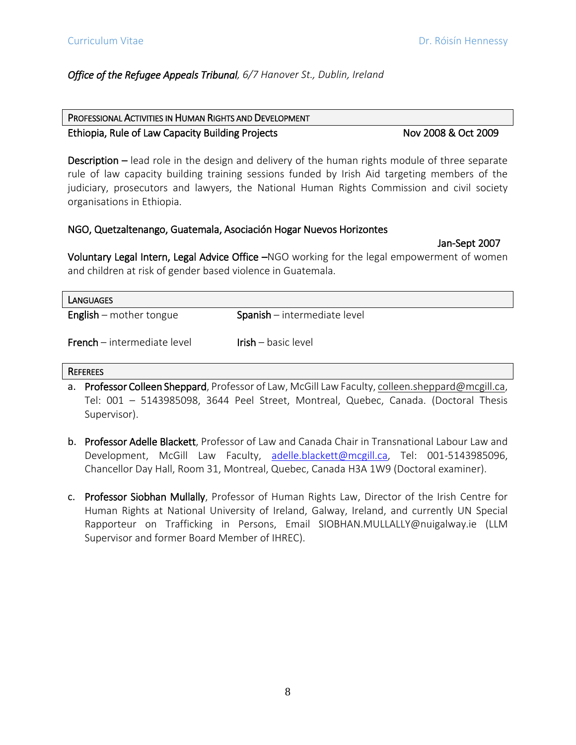*Office of the Refugee Appeals Tribunal, 6/7 Hanover St., Dublin, Ireland*

## Professional Activities in Human Rights and Development

**Ethiopia, Rule of Law Capacity Building Projects** Nov 2008 & Oct 2009

**Description –** lead role in the design and delivery of the human rights module of three separate rule of law capacity building training sessions funded by Irish Aid targeting members of the judiciary, prosecutors and lawyers, the National Human Rights Commission and civil society organisations in Ethiopia.

**NGO, Quetzaltenango, Guatemala, Asociación Hogar Nuevos Horizontes**

Jan-Sept 2007

**Voluntary Legal Intern, Legal Advice Office –**NGO working for the legal empowerment of women and children at risk of gender based violence in Guatemala.

## Languages

**English** – mother tongue

**Spanish** – intermediate level

**French** – intermediate level

**Irish** – basic level

## Referees

a. **Professor Colleen Sheppard**, Professor of Law, McGill Law Faculty, colleen.sheppard@mcgill.ca, Tel: 001 – 5143985098, 3644 Peel Street, Montreal, Quebec, Canada. (Doctoral Thesis Supervisor).

b. **Professor Adelle Blackett**, Professor of Law and Canada Chair in Transnational Labour Law and Development, McGill Law Faculty, adelle.blackett@mcgill.ca, Tel: 001-5143985096, Chancellor Day Hall, Room 31, Montreal, Quebec, Canada H3A 1W9 (Doctoral examiner).

c. **Professor Siobhan Mullally**, Professor of Human Rights Law, Director of the Irish Centre for Human Rights at National University of Ireland, Galway, Ireland, and currently UN Special Rapporteur on Trafficking in Persons, Email SIOBHAN.MULLALLY@nuigalway.ie (LLM Supervisor and former Board Member of IHREC).